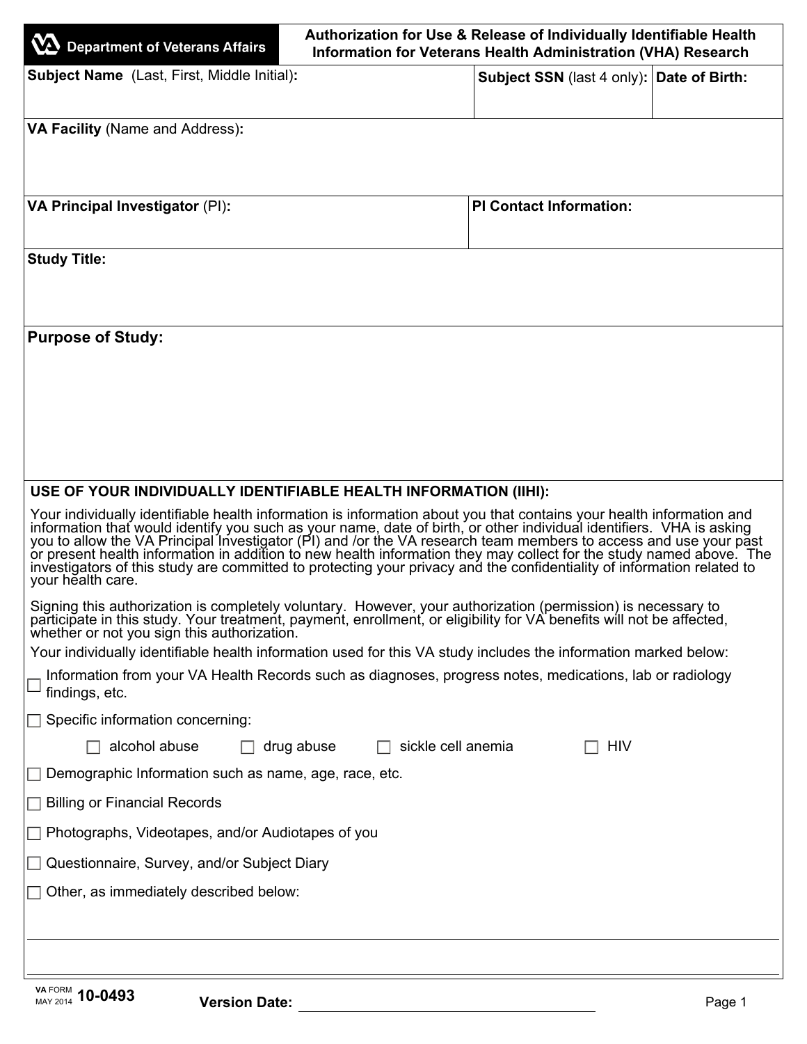**Department of Veterans Affairs**

# Authorization for Use & Release of Individually Identifiable Health Information for Veterans Health Administration (VHA) Research

| **Subject Name** (Last, First, Middle Initial): | **Subject SSN** (last 4 only): | **Date of Birth:** |
| --- | --- | --- |
| | | |

**VA Facility** (Name and Address):

| **VA Principal Investigator** (PI): | **PI Contact Information:** |
| --- | --- |
| | |

**Study Title:**

**Purpose of Study:**

## USE OF YOUR INDIVIDUALLY IDENTIFIABLE HEALTH INFORMATION (IIHI):

Your individually identifiable health information is information about you that contains your health information and information that would identify you such as your name, date of birth, or other individual identifiers. VHA is asking you to allow the VA Principal Investigator (PI) and /or the VA research team members to access and use your past or present health information in addition to new health information they may collect for the study named above. The investigators of this study are committed to protecting your privacy and the confidentiality of information related to your health care.

Signing this authorization is completely voluntary. However, your authorization (permission) is necessary to participate in this study. Your treatment, payment, enrollment, or eligibility for VA benefits will not be affected, whether or not you sign this authorization.

Your individually identifiable health information used for this VA study includes the information marked below:

- ☐ Information from your VA Health Records such as diagnoses, progress notes, medications, lab or radiology findings, etc.
- ☐ Specific information concerning:
  - ☐ alcohol abuse ☐ drug abuse ☐ sickle cell anemia ☐ HIV
- ☐ Demographic Information such as name, age, race, etc.
- ☐ Billing or Financial Records
- ☐ Photographs, Videotapes, and/or Audiotapes of you
- ☐ Questionnaire, Survey, and/or Subject Diary
- ☐ Other, as immediately described below:

VA FORM MAY 2014 **10-0493**

**Version Date:** ______________________________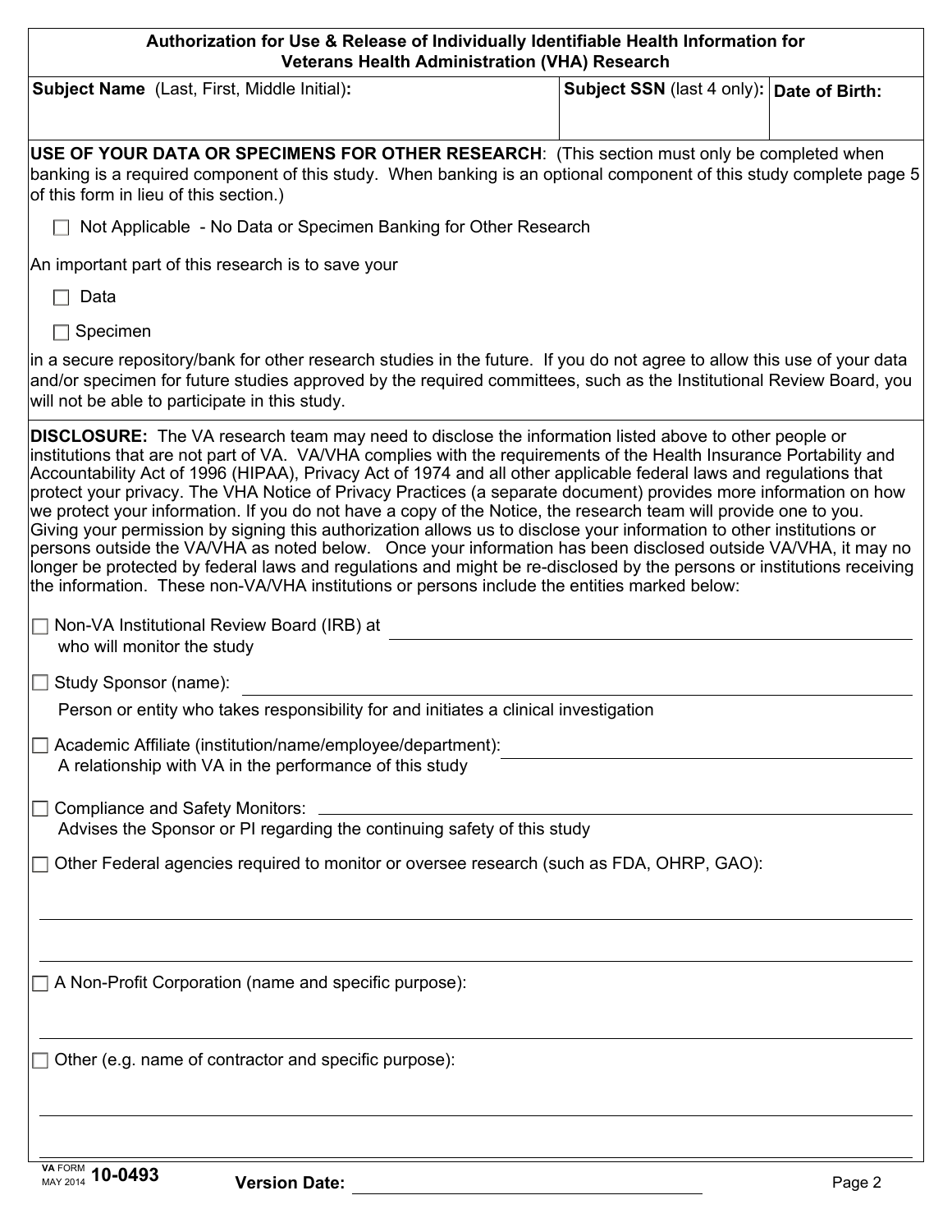## Authorization for Use & Release of Individually Identifiable Health Information for Veterans Health Administration (VHA) Research

| **Subject Name** (Last, First, Middle Initial)**:** | **Subject SSN** (last 4 only)**:** | **Date of Birth:** |
| --- | --- | --- |
| | | |

**USE OF YOUR DATA OR SPECIMENS FOR OTHER RESEARCH**: (This section must only be completed when banking is a required component of this study. When banking is an optional component of this study complete page 5 of this form in lieu of this section.)

☐ Not Applicable - No Data or Specimen Banking for Other Research

An important part of this research is to save your

☐ Data

☐ Specimen

in a secure repository/bank for other research studies in the future. If you do not agree to allow this use of your data and/or specimen for future studies approved by the required committees, such as the Institutional Review Board, you will not be able to participate in this study.

**DISCLOSURE:** The VA research team may need to disclose the information listed above to other people or institutions that are not part of VA. VA/VHA complies with the requirements of the Health Insurance Portability and Accountability Act of 1996 (HIPAA), Privacy Act of 1974 and all other applicable federal laws and regulations that protect your privacy. The VHA Notice of Privacy Practices (a separate document) provides more information on how we protect your information. If you do not have a copy of the Notice, the research team will provide one to you. Giving your permission by signing this authorization allows us to disclose your information to other institutions or persons outside the VA/VHA as noted below. Once your information has been disclosed outside VA/VHA, it may no longer be protected by federal laws and regulations and might be re-disclosed by the persons or institutions receiving the information. These non-VA/VHA institutions or persons include the entities marked below:

☐ Non-VA Institutional Review Board (IRB) at \_\_\_\_\_\_\_\_\_\_\_\_\_\_\_\_\_\_\_\_\_\_\_\_\_\_\_\_
who will monitor the study

☐ Study Sponsor (name): \_\_\_\_\_\_\_\_\_\_\_\_\_\_\_\_\_\_\_\_\_\_\_\_\_\_\_\_
Person or entity who takes responsibility for and initiates a clinical investigation

☐ Academic Affiliate (institution/name/employee/department): \_\_\_\_\_\_\_\_\_\_\_\_\_\_\_\_\_\_\_\_\_\_\_\_\_\_\_\_
A relationship with VA in the performance of this study

☐ Compliance and Safety Monitors: \_\_\_\_\_\_\_\_\_\_\_\_\_\_\_\_\_\_\_\_\_\_\_\_\_\_\_\_
Advises the Sponsor or PI regarding the continuing safety of this study

☐ Other Federal agencies required to monitor or oversee research (such as FDA, OHRP, GAO):

\_\_\_\_\_\_\_\_\_\_\_\_\_\_\_\_\_\_\_\_\_\_\_\_\_\_\_\_

\_\_\_\_\_\_\_\_\_\_\_\_\_\_\_\_\_\_\_\_\_\_\_\_\_\_\_\_

☐ A Non-Profit Corporation (name and specific purpose):

\_\_\_\_\_\_\_\_\_\_\_\_\_\_\_\_\_\_\_\_\_\_\_\_\_\_\_\_

☐ Other (e.g. name of contractor and specific purpose):

\_\_\_\_\_\_\_\_\_\_\_\_\_\_\_\_\_\_\_\_\_\_\_\_\_\_\_\_

\_\_\_\_\_\_\_\_\_\_\_\_\_\_\_\_\_\_\_\_\_\_\_\_\_\_\_\_

VA FORM 10-0493 MAY 2014 **Version Date:** \_\_\_\_\_\_\_\_\_\_\_\_\_\_\_\_\_\_\_\_\_\_\_\_\_\_\_\_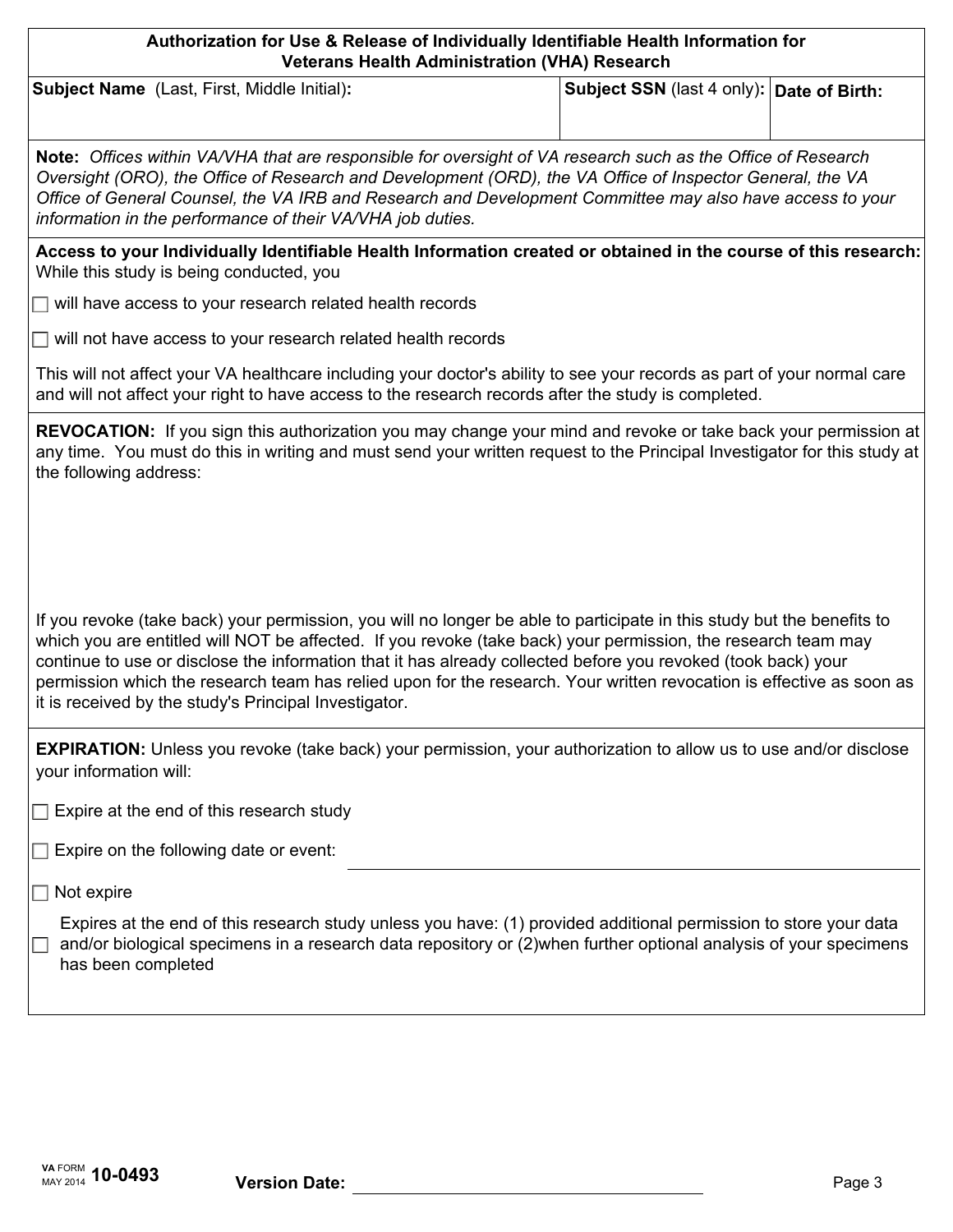## Authorization for Use & Release of Individually Identifiable Health Information for Veterans Health Administration (VHA) Research

| **Subject Name** (Last, First, Middle Initial)**:** | **Subject SSN** (last 4 only)**:** | **Date of Birth:** |
| --- | --- | --- |
| | | |

**Note:** *Offices within VA/VHA that are responsible for oversight of VA research such as the Office of Research Oversight (ORO), the Office of Research and Development (ORD), the VA Office of Inspector General, the VA Office of General Counsel, the VA IRB and Research and Development Committee may also have access to your information in the performance of their VA/VHA job duties.*

**Access to your Individually Identifiable Health Information created or obtained in the course of this research:** While this study is being conducted, you

☐ will have access to your research related health records

☐ will not have access to your research related health records

This will not affect your VA healthcare including your doctor's ability to see your records as part of your normal care and will not affect your right to have access to the research records after the study is completed.

**REVOCATION:** If you sign this authorization you may change your mind and revoke or take back your permission at any time. You must do this in writing and must send your written request to the Principal Investigator for this study at the following address:

If you revoke (take back) your permission, you will no longer be able to participate in this study but the benefits to which you are entitled will NOT be affected. If you revoke (take back) your permission, the research team may continue to use or disclose the information that it has already collected before you revoked (took back) your permission which the research team has relied upon for the research. Your written revocation is effective as soon as it is received by the study's Principal Investigator.

**EXPIRATION:** Unless you revoke (take back) your permission, your authorization to allow us to use and/or disclose your information will:

☐ Expire at the end of this research study

☐ Expire on the following date or event: ______________________________

☐ Not expire

☐ Expires at the end of this research study unless you have: (1) provided additional permission to store your data and/or biological specimens in a research data repository or (2)when further optional analysis of your specimens has been completed

VA FORM MAY 2014 **10-0493**

**Version Date:** ______________________________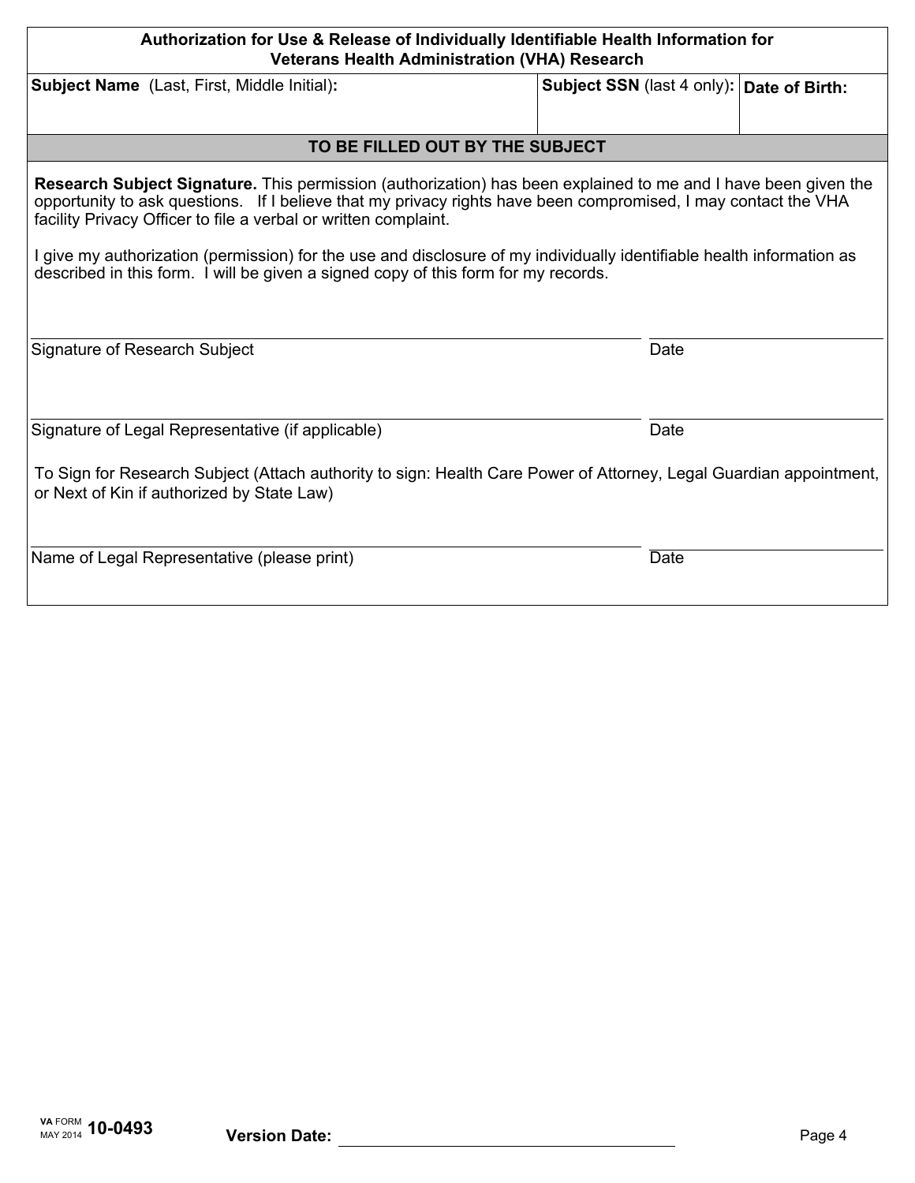**Authorization for Use & Release of Individually Identifiable Health Information for Veterans Health Administration (VHA) Research**

| **Subject Name** (Last, First, Middle Initial)**:** | **Subject SSN** (last 4 only)**:** | **Date of Birth:** |
| --- | --- | --- |
| | | |

**TO BE FILLED OUT BY THE SUBJECT**

**Research Subject Signature.** This permission (authorization) has been explained to me and I have been given the opportunity to ask questions. If I believe that my privacy rights have been compromised, I may contact the VHA facility Privacy Officer to file a verbal or written complaint.

I give my authorization (permission) for the use and disclosure of my individually identifiable health information as described in this form. I will be given a signed copy of this form for my records.

______________________________________________ ____________________

Signature of Research Subject Date

______________________________________________ ____________________

Signature of Legal Representative (if applicable) Date

To Sign for Research Subject (Attach authority to sign: Health Care Power of Attorney, Legal Guardian appointment, or Next of Kin if authorized by State Law)

______________________________________________ ____________________

Name of Legal Representative (please print) Date

VA FORM MAY 2014 **10-0493**

**Version Date:** ____________________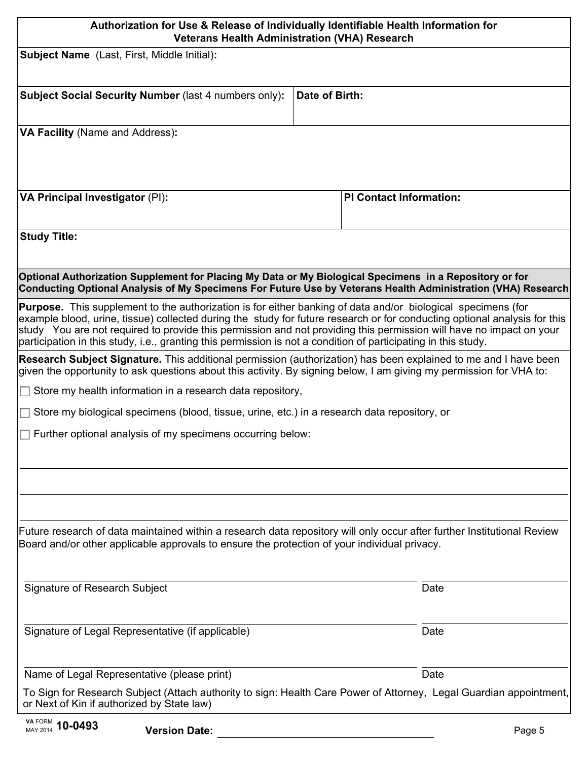## Authorization for Use & Release of Individually Identifiable Health Information for Veterans Health Administration (VHA) Research

**Subject Name** (Last, First, Middle Initial)**:**

| | |
|---|---|
| **Subject Social Security Number** (last 4 numbers only)**:** | **Date of Birth:** |

**VA Facility** (Name and Address)**:**

| | |
|---|---|
| **VA Principal Investigator** (PI)**:** | **PI Contact Information:** |

**Study Title:**

### Optional Authorization Supplement for Placing My Data or My Biological Specimens in a Repository or for Conducting Optional Analysis of My Specimens For Future Use by Veterans Health Administration (VHA) Research

**Purpose.** This supplement to the authorization is for either banking of data and/or biological specimens (for example blood, urine, tissue) collected during the study for future research or for conducting optional analysis for this study You are not required to provide this permission and not providing this permission will have no impact on your participation in this study, i.e., granting this permission is not a condition of participating in this study.

**Research Subject Signature.** This additional permission (authorization) has been explained to me and I have been given the opportunity to ask questions about this activity. By signing below, I am giving my permission for VHA to:

- ☐ Store my health information in a research data repository,
- ☐ Store my biological specimens (blood, tissue, urine, etc.) in a research data repository, or
- ☐ Further optional analysis of my specimens occurring below:

\_\_\_\_\_\_\_\_\_\_\_\_\_\_\_\_\_\_\_\_\_\_\_\_\_\_\_\_\_\_\_\_\_\_\_\_\_\_\_\_\_\_\_\_

\_\_\_\_\_\_\_\_\_\_\_\_\_\_\_\_\_\_\_\_\_\_\_\_\_\_\_\_\_\_\_\_\_\_\_\_\_\_\_\_\_\_\_\_

\_\_\_\_\_\_\_\_\_\_\_\_\_\_\_\_\_\_\_\_\_\_\_\_\_\_\_\_\_\_\_\_\_\_\_\_\_\_\_\_\_\_\_\_

Future research of data maintained within a research data repository will only occur after further Institutional Review Board and/or other applicable approvals to ensure the protection of your individual privacy.

| | |
|---|---|
| Signature of Research Subject | Date |
| Signature of Legal Representative (if applicable) | Date |
| Name of Legal Representative (please print) | Date |

To Sign for Research Subject (Attach authority to sign: Health Care Power of Attorney, Legal Guardian appointment, or Next of Kin if authorized by State law)

VA FORM MAY 2014 **10-0493** **Version Date:** \_\_\_\_\_\_\_\_\_\_\_\_\_\_\_\_\_\_\_\_